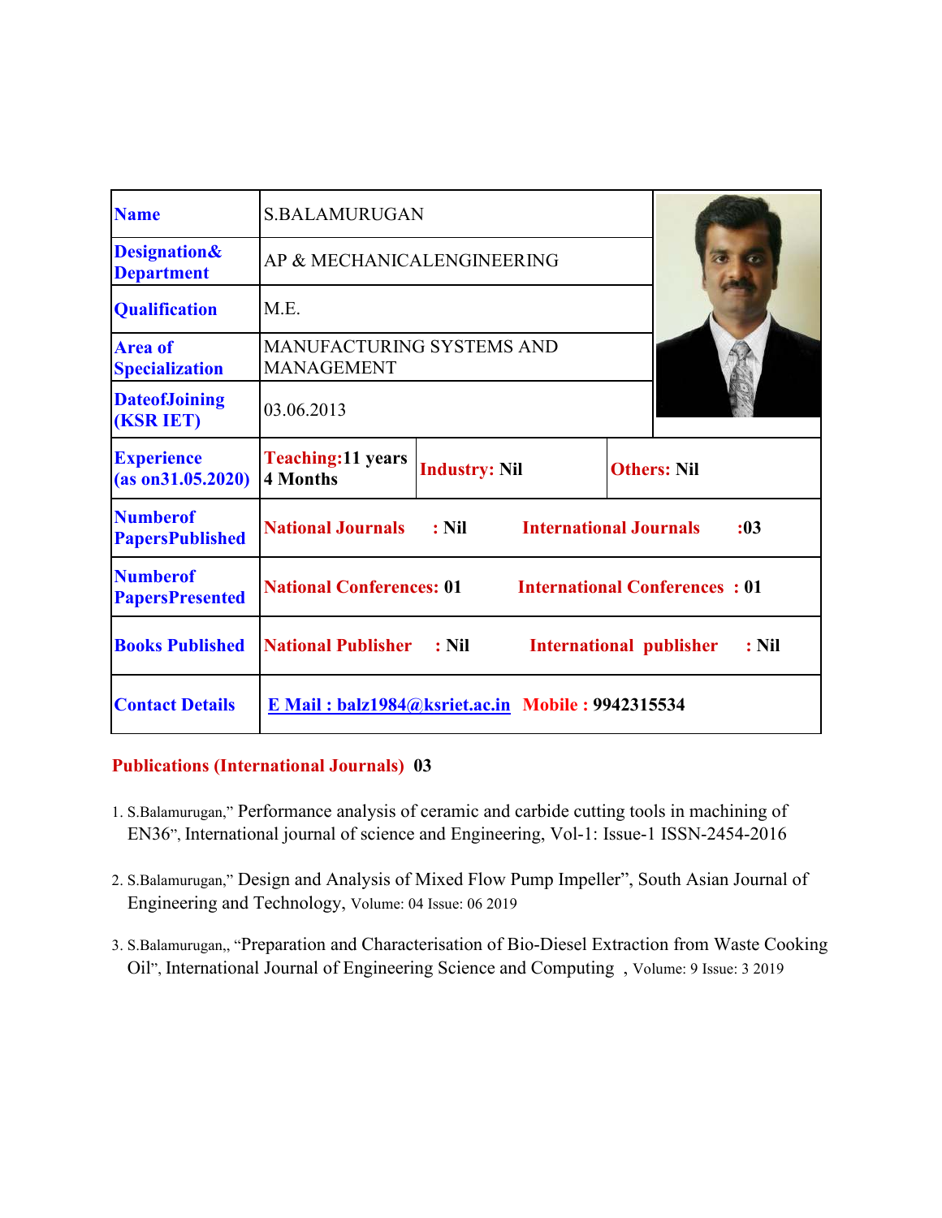| Name | S.BALAMURUGAN | | |
| --- | --- | --- | --- |
| Designation& Department | AP & MECHANICALENGINEERING | | |
| Qualification | M.E. | | |
| Area of Specialization | MANUFACTURING SYSTEMS AND MANAGEMENT | | |
| DateofJoining (KSR IET) | 03.06.2013 | | |
| Experience (as on31.05.2020) | **Teaching:11 years 4 Months** | **Industry: Nil** | **Others: Nil** |
| Numberof PapersPublished | **National Journals : Nil** | **International Journals :03** | |
| Numberof PapersPresented | **National Conferences: 01** | **International Conferences : 01** | |
| Books Published | **National Publisher : Nil** | **International publisher : Nil** | |
| Contact Details | **E Mail : balz1984@ksriet.ac.in** | **Mobile : 9942315534** | |

**Publications (International Journals) 03**

1. S.Balamurugan," Performance analysis of ceramic and carbide cutting tools in machining of EN36", International journal of science and Engineering, Vol-1: Issue-1 ISSN-2454-2016
2. S.Balamurugan," Design and Analysis of Mixed Flow Pump Impeller", South Asian Journal of Engineering and Technology, Volume: 04 Issue: 06 2019
3. S.Balamurugan,, "Preparation and Characterisation of Bio-Diesel Extraction from Waste Cooking Oil", International Journal of Engineering Science and Computing , Volume: 9 Issue: 3 2019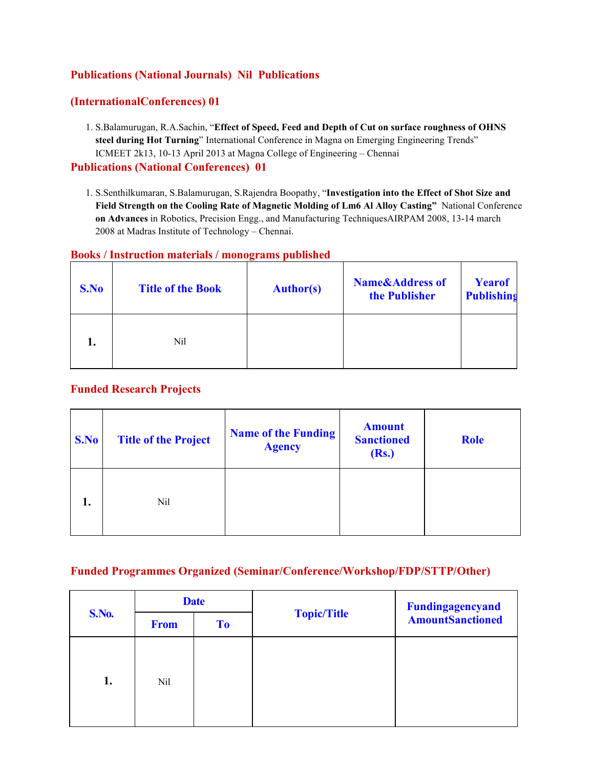## Publications (National Journals) Nil Publications

## (InternationalConferences) 01

1. S.Balamurugan, R.A.Sachin, "**Effect of Speed, Feed and Depth of Cut on surface roughness of OHNS steel during Hot Turning**" International Conference in Magna on Emerging Engineering Trends" ICMEET 2k13, 10-13 April 2013 at Magna College of Engineering – Chennai

## Publications (National Conferences) 01

1. S.Senthilkumaran, S.Balamurugan, S.Rajendra Boopathy, "**Investigation into the Effect of Shot Size and Field Strength on the Cooling Rate of Magnetic Molding of Lm6 Al Alloy Casting"** National Conference **on Advances** in Robotics, Precision Engg., and Manufacturing TechniquesAIRPAM 2008, 13-14 march 2008 at Madras Institute of Technology – Chennai.

## Books / Instruction materials / monograms published

| S.No | Title of the Book | Author(s) | Name&Address of the Publisher | Yearof Publishing |
|---|---|---|---|---|
| **1.** | Nil | | | |

## Funded Research Projects

| S.No | Title of the Project | Name of the Funding Agency | Amount Sanctioned (Rs.) | Role |
|---|---|---|---|---|
| **1.** | Nil | | | |

## Funded Programmes Organized (Seminar/Conference/Workshop/FDP/STTP/Other)

| S.No. | Date | | Topic/Title | Fundingagencyand AmountSanctioned |
|---|---|---|---|---|
| | From | To | | |
| **1.** | Nil | | | |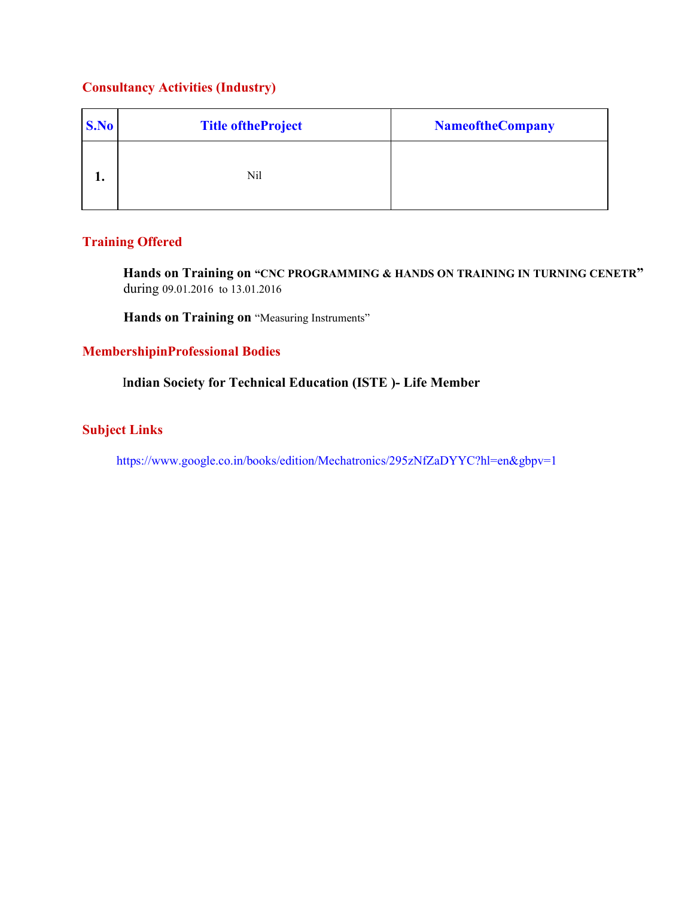## Consultancy Activities (Industry)

| S.No | Title ofthe Project | Nameofthe Company |
|---|---|---|
| **1.** | Nil | |

## Training Offered

**Hands on Training on "CNC PROGRAMMING & HANDS ON TRAINING IN TURNING CENETR"** during 09.01.2016 to 13.01.2016

**Hands on Training on** "Measuring Instruments"

## MembershipinProfessional Bodies

**Indian Society for Technical Education (ISTE )- Life Member**

## Subject Links

https://www.google.co.in/books/edition/Mechatronics/295zNfZaDYYC?hl=en&gbpv=1